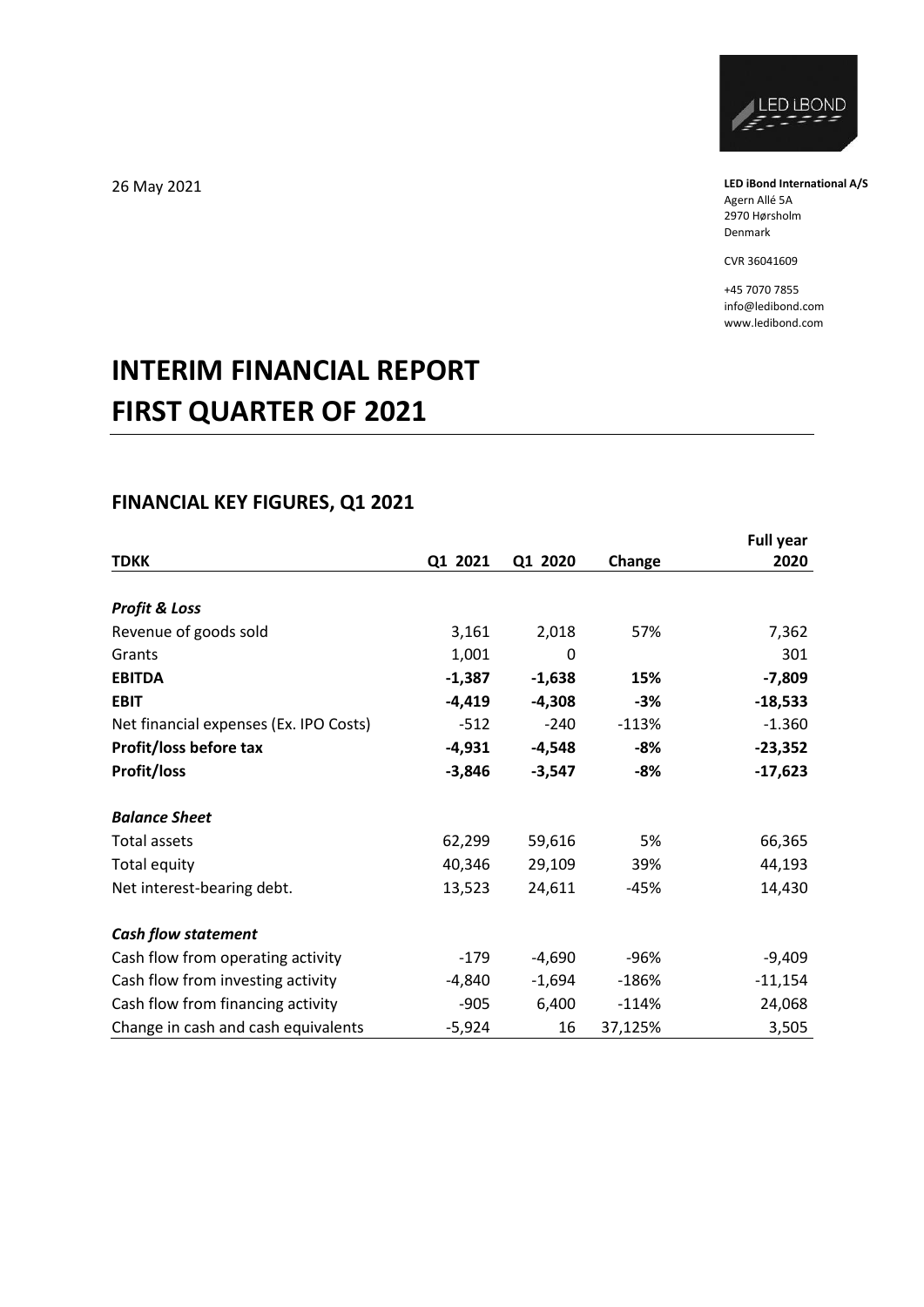26 May 2021

**LED iBond International A/S**
Agern Allé 5A
2970 Hørsholm
Denmark

CVR 36041609

+45 7070 7855
info@ledibond.com
www.ledibond.com

# INTERIM FINANCIAL REPORT FIRST QUARTER OF 2021

## FINANCIAL KEY FIGURES, Q1 2021

| TDKK | Q1 2021 | Q1 2020 | Change | Full year 2020 |
|---|---|---|---|---|
| ***Profit & Loss*** | | | | |
| Revenue of goods sold | 3,161 | 2,018 | 57% | 7,362 |
| Grants | 1,001 | 0 | | 301 |
| **EBITDA** | **-1,387** | **-1,638** | **15%** | **-7,809** |
| **EBIT** | **-4,419** | **-4,308** | **-3%** | **-18,533** |
| Net financial expenses (Ex. IPO Costs) | -512 | -240 | -113% | -1.360 |
| **Profit/loss before tax** | **-4,931** | **-4,548** | **-8%** | **-23,352** |
| **Profit/loss** | **-3,846** | **-3,547** | **-8%** | **-17,623** |
| ***Balance Sheet*** | | | | |
| Total assets | 62,299 | 59,616 | 5% | 66,365 |
| Total equity | 40,346 | 29,109 | 39% | 44,193 |
| Net interest-bearing debt. | 13,523 | 24,611 | -45% | 14,430 |
| ***Cash flow statement*** | | | | |
| Cash flow from operating activity | -179 | -4,690 | -96% | -9,409 |
| Cash flow from investing activity | -4,840 | -1,694 | -186% | -11,154 |
| Cash flow from financing activity | -905 | 6,400 | -114% | 24,068 |
| Change in cash and cash equivalents | -5,924 | 16 | 37,125% | 3,505 |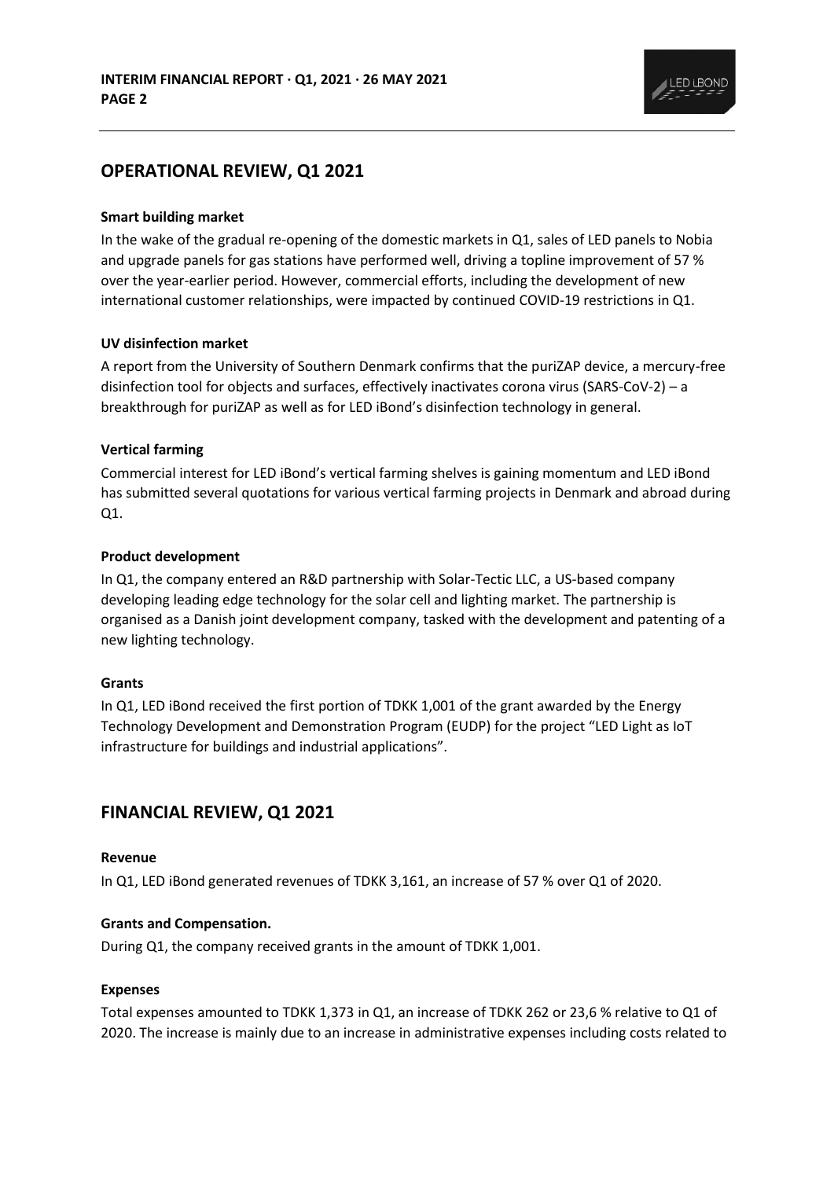## OPERATIONAL REVIEW, Q1 2021

**Smart building market**

In the wake of the gradual re-opening of the domestic markets in Q1, sales of LED panels to Nobia and upgrade panels for gas stations have performed well, driving a topline improvement of 57 % over the year-earlier period. However, commercial efforts, including the development of new international customer relationships, were impacted by continued COVID-19 restrictions in Q1.

**UV disinfection market**

A report from the University of Southern Denmark confirms that the puriZAP device, a mercury-free disinfection tool for objects and surfaces, effectively inactivates corona virus (SARS-CoV-2) – a breakthrough for puriZAP as well as for LED iBond's disinfection technology in general.

**Vertical farming**

Commercial interest for LED iBond's vertical farming shelves is gaining momentum and LED iBond has submitted several quotations for various vertical farming projects in Denmark and abroad during Q1.

**Product development**

In Q1, the company entered an R&D partnership with Solar-Tectic LLC, a US-based company developing leading edge technology for the solar cell and lighting market. The partnership is organised as a Danish joint development company, tasked with the development and patenting of a new lighting technology.

**Grants**

In Q1, LED iBond received the first portion of TDKK 1,001 of the grant awarded by the Energy Technology Development and Demonstration Program (EUDP) for the project "LED Light as IoT infrastructure for buildings and industrial applications".

## FINANCIAL REVIEW, Q1 2021

**Revenue**

In Q1, LED iBond generated revenues of TDKK 3,161, an increase of 57 % over Q1 of 2020.

**Grants and Compensation.**

During Q1, the company received grants in the amount of TDKK 1,001.

**Expenses**

Total expenses amounted to TDKK 1,373 in Q1, an increase of TDKK 262 or 23,6 % relative to Q1 of 2020. The increase is mainly due to an increase in administrative expenses including costs related to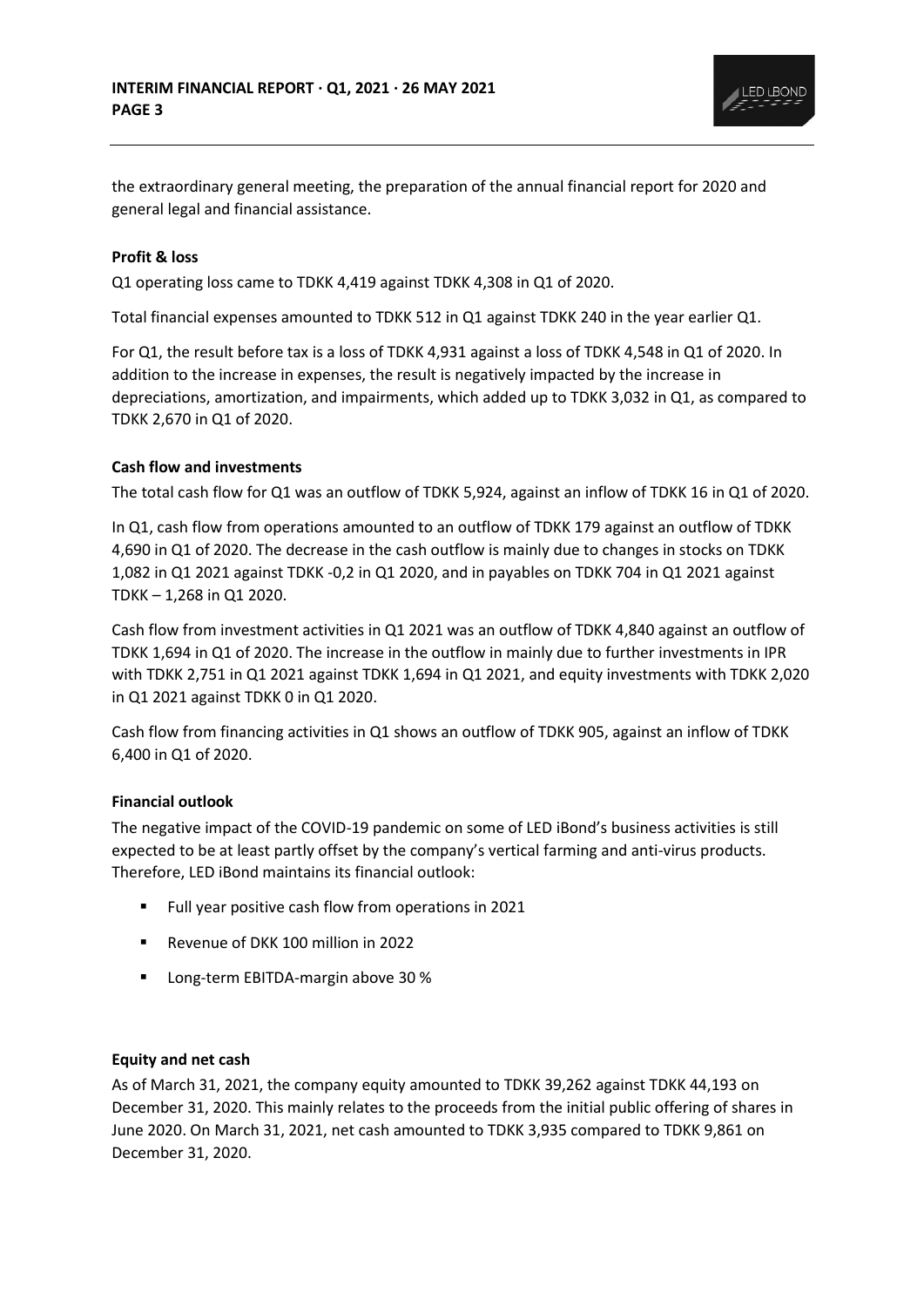the extraordinary general meeting, the preparation of the annual financial report for 2020 and general legal and financial assistance.

**Profit & loss**

Q1 operating loss came to TDKK 4,419 against TDKK 4,308 in Q1 of 2020.

Total financial expenses amounted to TDKK 512 in Q1 against TDKK 240 in the year earlier Q1.

For Q1, the result before tax is a loss of TDKK 4,931 against a loss of TDKK 4,548 in Q1 of 2020. In addition to the increase in expenses, the result is negatively impacted by the increase in depreciations, amortization, and impairments, which added up to TDKK 3,032 in Q1, as compared to TDKK 2,670 in Q1 of 2020.

**Cash flow and investments**

The total cash flow for Q1 was an outflow of TDKK 5,924, against an inflow of TDKK 16 in Q1 of 2020.

In Q1, cash flow from operations amounted to an outflow of TDKK 179 against an outflow of TDKK 4,690 in Q1 of 2020. The decrease in the cash outflow is mainly due to changes in stocks on TDKK 1,082 in Q1 2021 against TDKK -0,2 in Q1 2020, and in payables on TDKK 704 in Q1 2021 against TDKK – 1,268 in Q1 2020.

Cash flow from investment activities in Q1 2021 was an outflow of TDKK 4,840 against an outflow of TDKK 1,694 in Q1 of 2020. The increase in the outflow in mainly due to further investments in IPR with TDKK 2,751 in Q1 2021 against TDKK 1,694 in Q1 2021, and equity investments with TDKK 2,020 in Q1 2021 against TDKK 0 in Q1 2020.

Cash flow from financing activities in Q1 shows an outflow of TDKK 905, against an inflow of TDKK 6,400 in Q1 of 2020.

**Financial outlook**

The negative impact of the COVID-19 pandemic on some of LED iBond's business activities is still expected to be at least partly offset by the company's vertical farming and anti-virus products. Therefore, LED iBond maintains its financial outlook:

- Full year positive cash flow from operations in 2021
- Revenue of DKK 100 million in 2022
- Long-term EBITDA-margin above 30 %

**Equity and net cash**

As of March 31, 2021, the company equity amounted to TDKK 39,262 against TDKK 44,193 on December 31, 2020. This mainly relates to the proceeds from the initial public offering of shares in June 2020. On March 31, 2021, net cash amounted to TDKK 3,935 compared to TDKK 9,861 on December 31, 2020.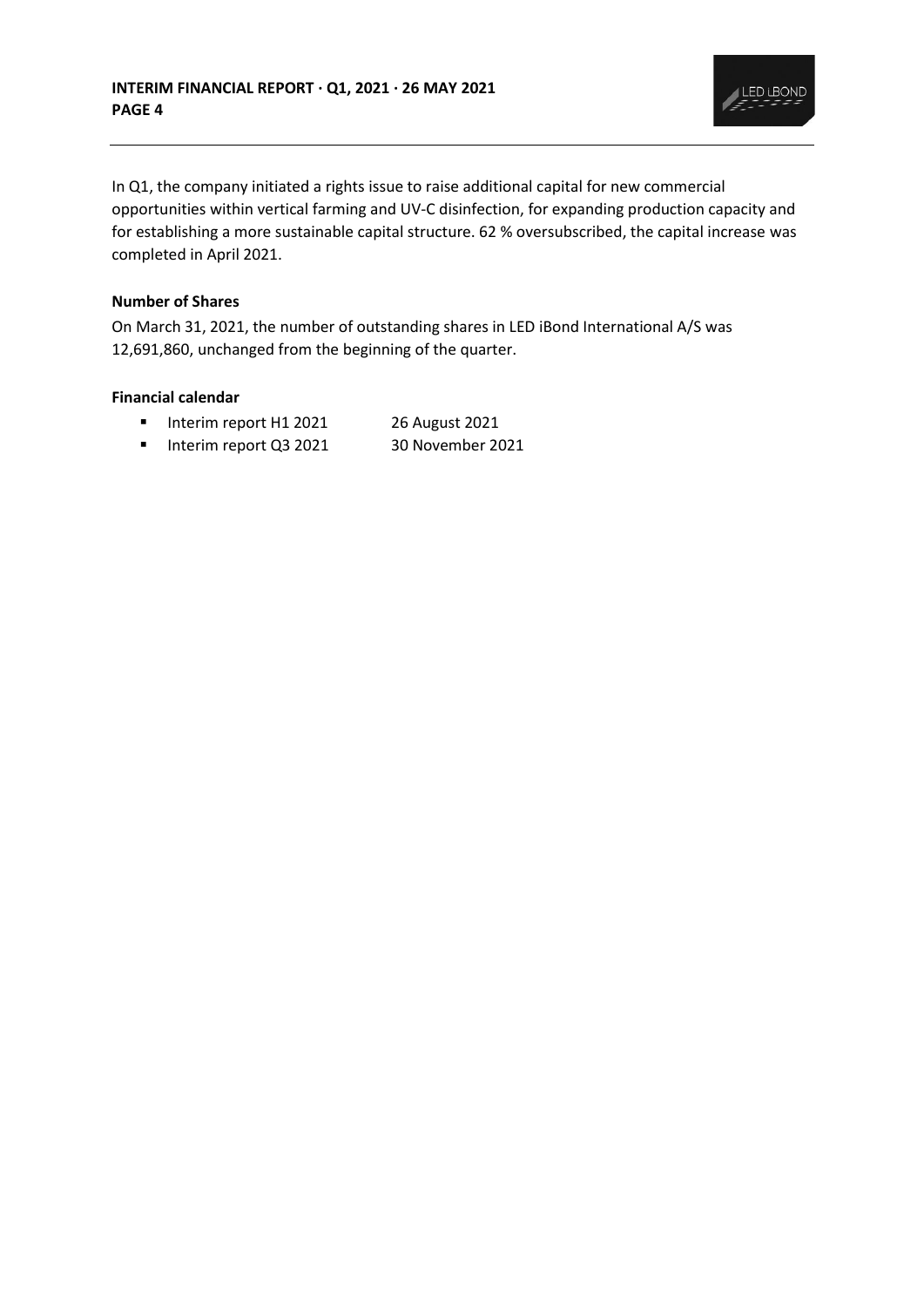In Q1, the company initiated a rights issue to raise additional capital for new commercial opportunities within vertical farming and UV-C disinfection, for expanding production capacity and for establishing a more sustainable capital structure. 62 % oversubscribed, the capital increase was completed in April 2021.

**Number of Shares**

On March 31, 2021, the number of outstanding shares in LED iBond International A/S was 12,691,860, unchanged from the beginning of the quarter.

**Financial calendar**

- Interim report H1 2021 26 August 2021
- Interim report Q3 2021 30 November 2021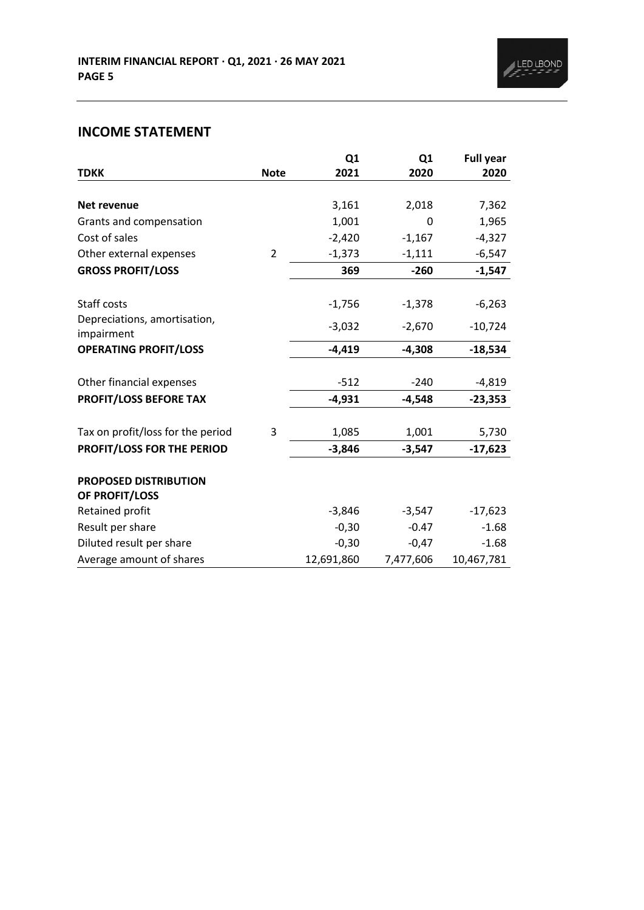## INCOME STATEMENT

| TDKK | Note | Q1 2021 | Q1 2020 | Full year 2020 |
|---|---|---|---|---|
| **Net revenue** | | 3,161 | 2,018 | 7,362 |
| Grants and compensation | | 1,001 | 0 | 1,965 |
| Cost of sales | | -2,420 | -1,167 | -4,327 |
| Other external expenses | 2 | -1,373 | -1,111 | -6,547 |
| **GROSS PROFIT/LOSS** | | **369** | **-260** | **-1,547** |
| Staff costs | | -1,756 | -1,378 | -6,263 |
| Depreciations, amortisation, impairment | | -3,032 | -2,670 | -10,724 |
| **OPERATING PROFIT/LOSS** | | **-4,419** | **-4,308** | **-18,534** |
| Other financial expenses | | -512 | -240 | -4,819 |
| **PROFIT/LOSS BEFORE TAX** | | **-4,931** | **-4,548** | **-23,353** |
| Tax on profit/loss for the period | 3 | 1,085 | 1,001 | 5,730 |
| **PROFIT/LOSS FOR THE PERIOD** | | **-3,846** | **-3,547** | **-17,623** |
| **PROPOSED DISTRIBUTION OF PROFIT/LOSS** | | | | |
| Retained profit | | -3,846 | -3,547 | -17,623 |
| Result per share | | -0,30 | -0.47 | -1.68 |
| Diluted result per share | | -0,30 | -0,47 | -1.68 |
| Average amount of shares | | 12,691,860 | 7,477,606 | 10,467,781 |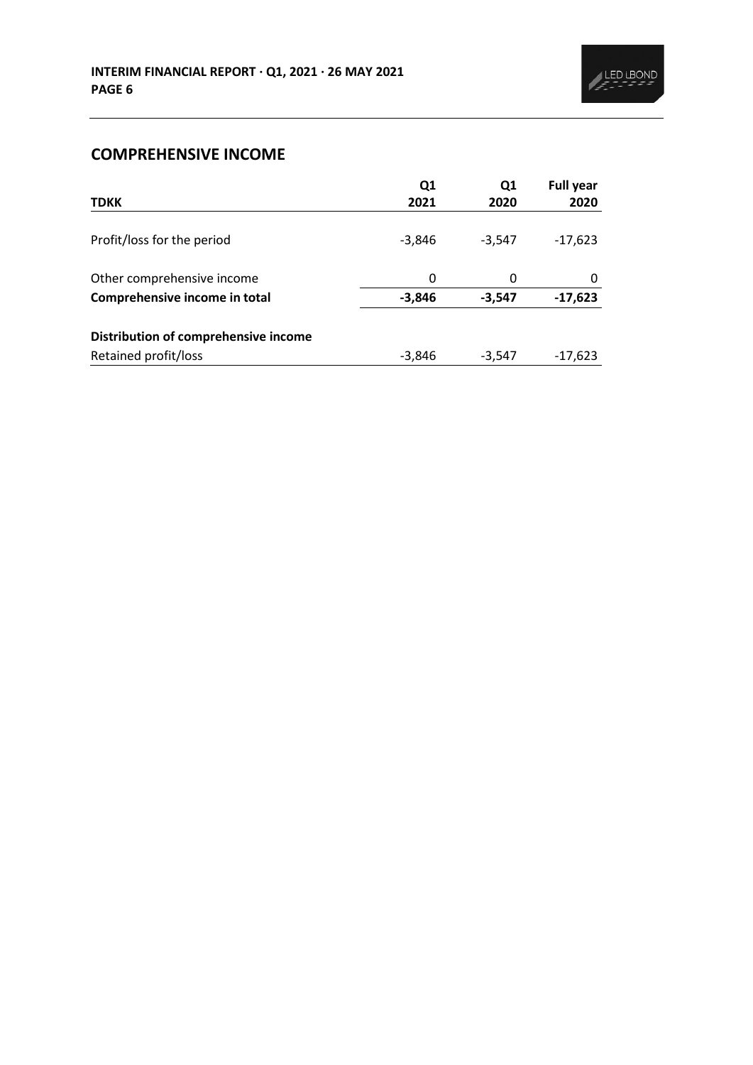## COMPREHENSIVE INCOME

| TDKK | Q1 2021 | Q1 2020 | Full year 2020 |
|---|---|---|---|
| Profit/loss for the period | -3,846 | -3,547 | -17,623 |
| Other comprehensive income | 0 | 0 | 0 |
| **Comprehensive income in total** | **-3,846** | **-3,547** | **-17,623** |
| **Distribution of comprehensive income** | | | |
| Retained profit/loss | -3,846 | -3,547 | -17,623 |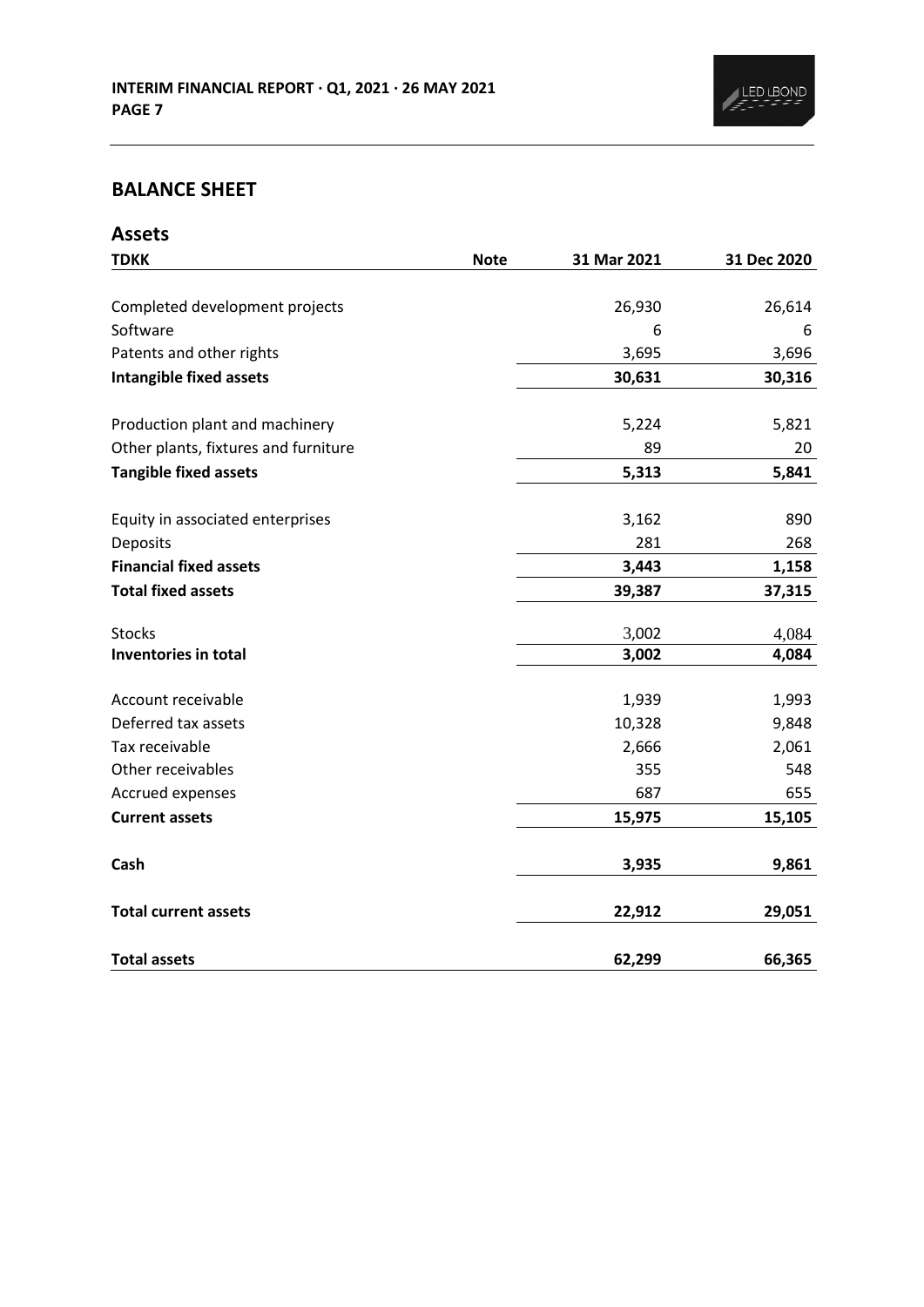## BALANCE SHEET

### Assets

| TDKK | Note | 31 Mar 2021 | 31 Dec 2020 |
|---|---|---|---|
| Completed development projects | | 26,930 | 26,614 |
| Software | | 6 | 6 |
| Patents and other rights | | 3,695 | 3,696 |
| **Intangible fixed assets** | | **30,631** | **30,316** |
| Production plant and machinery | | 5,224 | 5,821 |
| Other plants, fixtures and furniture | | 89 | 20 |
| **Tangible fixed assets** | | **5,313** | **5,841** |
| Equity in associated enterprises | | 3,162 | 890 |
| Deposits | | 281 | 268 |
| **Financial fixed assets** | | **3,443** | **1,158** |
| **Total fixed assets** | | **39,387** | **37,315** |
| Stocks | | 3,002 | 4,084 |
| **Inventories in total** | | **3,002** | **4,084** |
| Account receivable | | 1,939 | 1,993 |
| Deferred tax assets | | 10,328 | 9,848 |
| Tax receivable | | 2,666 | 2,061 |
| Other receivables | | 355 | 548 |
| Accrued expenses | | 687 | 655 |
| **Current assets** | | **15,975** | **15,105** |
| **Cash** | | **3,935** | **9,861** |
| **Total current assets** | | **22,912** | **29,051** |
| **Total assets** | | **62,299** | **66,365** |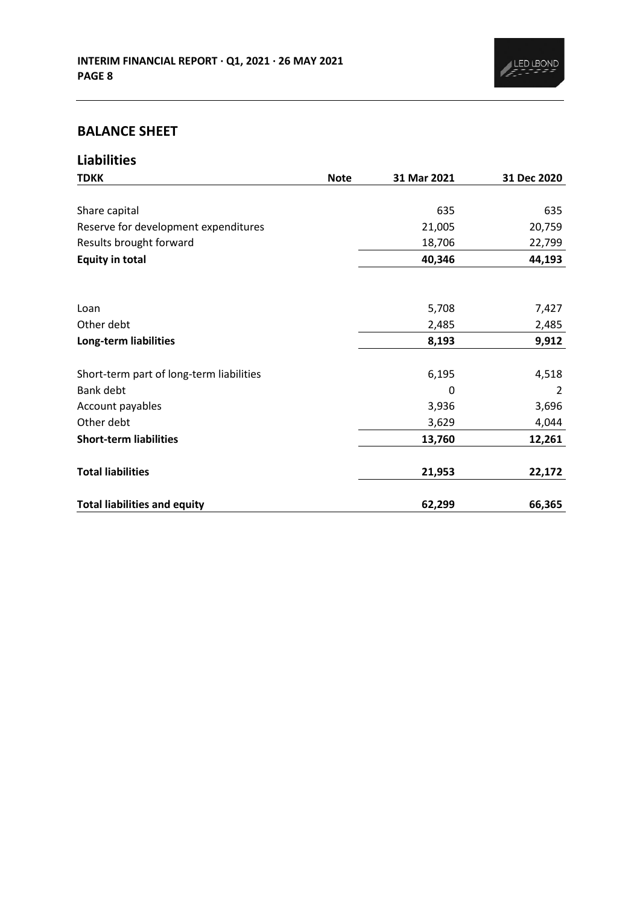## BALANCE SHEET

### Liabilities

| TDKK | Note | 31 Mar 2021 | 31 Dec 2020 |
|---|---|---|---|
| Share capital | | 635 | 635 |
| Reserve for development expenditures | | 21,005 | 20,759 |
| Results brought forward | | 18,706 | 22,799 |
| **Equity in total** | | **40,346** | **44,193** |
| | | | |
| Loan | | 5,708 | 7,427 |
| Other debt | | 2,485 | 2,485 |
| **Long-term liabilities** | | **8,193** | **9,912** |
| | | | |
| Short-term part of long-term liabilities | | 6,195 | 4,518 |
| Bank debt | | 0 | 2 |
| Account payables | | 3,936 | 3,696 |
| Other debt | | 3,629 | 4,044 |
| **Short-term liabilities** | | **13,760** | **12,261** |
| | | | |
| **Total liabilities** | | **21,953** | **22,172** |
| | | | |
| **Total liabilities and equity** | | **62,299** | **66,365** |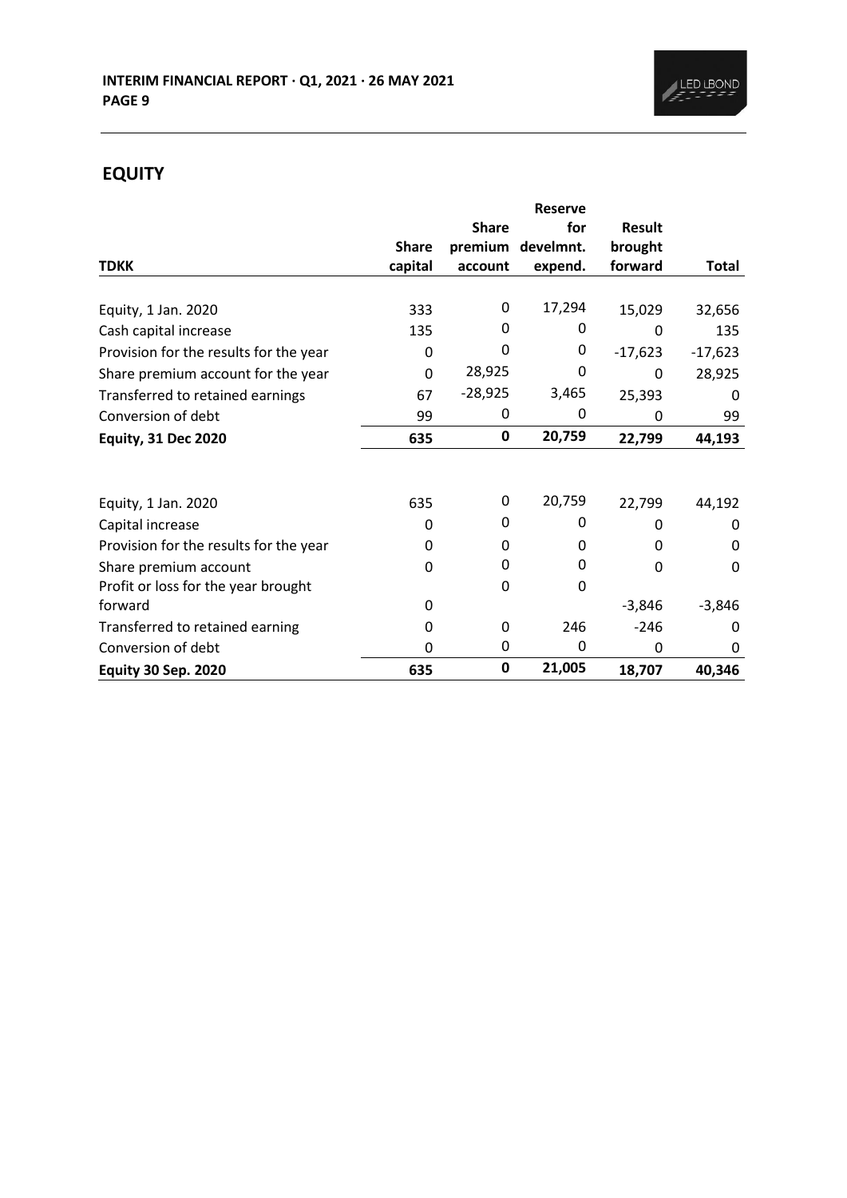## EQUITY

| TDKK | Share capital | Share premium account | Reserve for develmnt. expend. | Result brought forward | Total |
|---|---|---|---|---|---|
| Equity, 1 Jan. 2020 | 333 | 0 | 17,294 | 15,029 | 32,656 |
| Cash capital increase | 135 | 0 | 0 | 0 | 135 |
| Provision for the results for the year | 0 | 0 | 0 | -17,623 | -17,623 |
| Share premium account for the year | 0 | 28,925 | 0 | 0 | 28,925 |
| Transferred to retained earnings | 67 | -28,925 | 3,465 | 25,393 | 0 |
| Conversion of debt | 99 | 0 | 0 | 0 | 99 |
| **Equity, 31 Dec 2020** | **635** | **0** | **20,759** | **22,799** | **44,193** |
| | | | | | |
| Equity, 1 Jan. 2020 | 635 | 0 | 20,759 | 22,799 | 44,192 |
| Capital increase | 0 | 0 | 0 | 0 | 0 |
| Provision for the results for the year | 0 | 0 | 0 | 0 | 0 |
| Share premium account | 0 | 0 | 0 | 0 | 0 |
| Profit or loss for the year brought forward | 0 | 0 | 0 | -3,846 | -3,846 |
| Transferred to retained earning | 0 | 0 | 246 | -246 | 0 |
| Conversion of debt | 0 | 0 | 0 | 0 | 0 |
| **Equity 30 Sep. 2020** | **635** | **0** | **21,005** | **18,707** | **40,346** |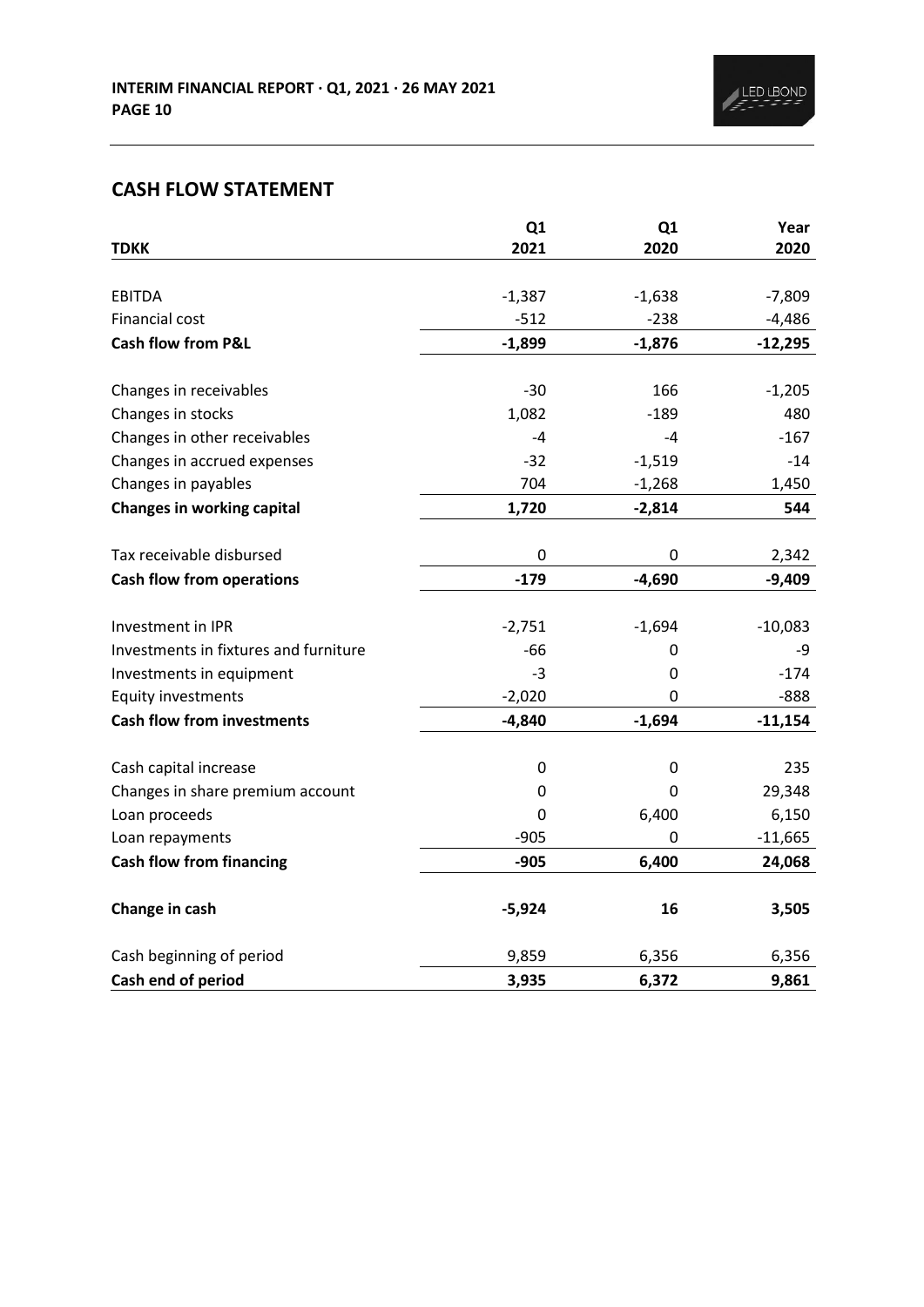## CASH FLOW STATEMENT

| TDKK | Q1 2021 | Q1 2020 | Year 2020 |
|---|---|---|---|
| EBITDA | -1,387 | -1,638 | -7,809 |
| Financial cost | -512 | -238 | -4,486 |
| **Cash flow from P&L** | **-1,899** | **-1,876** | **-12,295** |
| Changes in receivables | -30 | 166 | -1,205 |
| Changes in stocks | 1,082 | -189 | 480 |
| Changes in other receivables | -4 | -4 | -167 |
| Changes in accrued expenses | -32 | -1,519 | -14 |
| Changes in payables | 704 | -1,268 | 1,450 |
| **Changes in working capital** | **1,720** | **-2,814** | **544** |
| Tax receivable disbursed | 0 | 0 | 2,342 |
| **Cash flow from operations** | **-179** | **-4,690** | **-9,409** |
| Investment in IPR | -2,751 | -1,694 | -10,083 |
| Investments in fixtures and furniture | -66 | 0 | -9 |
| Investments in equipment | -3 | 0 | -174 |
| Equity investments | -2,020 | 0 | -888 |
| **Cash flow from investments** | **-4,840** | **-1,694** | **-11,154** |
| Cash capital increase | 0 | 0 | 235 |
| Changes in share premium account | 0 | 0 | 29,348 |
| Loan proceeds | 0 | 6,400 | 6,150 |
| Loan repayments | -905 | 0 | -11,665 |
| **Cash flow from financing** | **-905** | **6,400** | **24,068** |
| **Change in cash** | **-5,924** | **16** | **3,505** |
| Cash beginning of period | 9,859 | 6,356 | 6,356 |
| **Cash end of period** | **3,935** | **6,372** | **9,861** |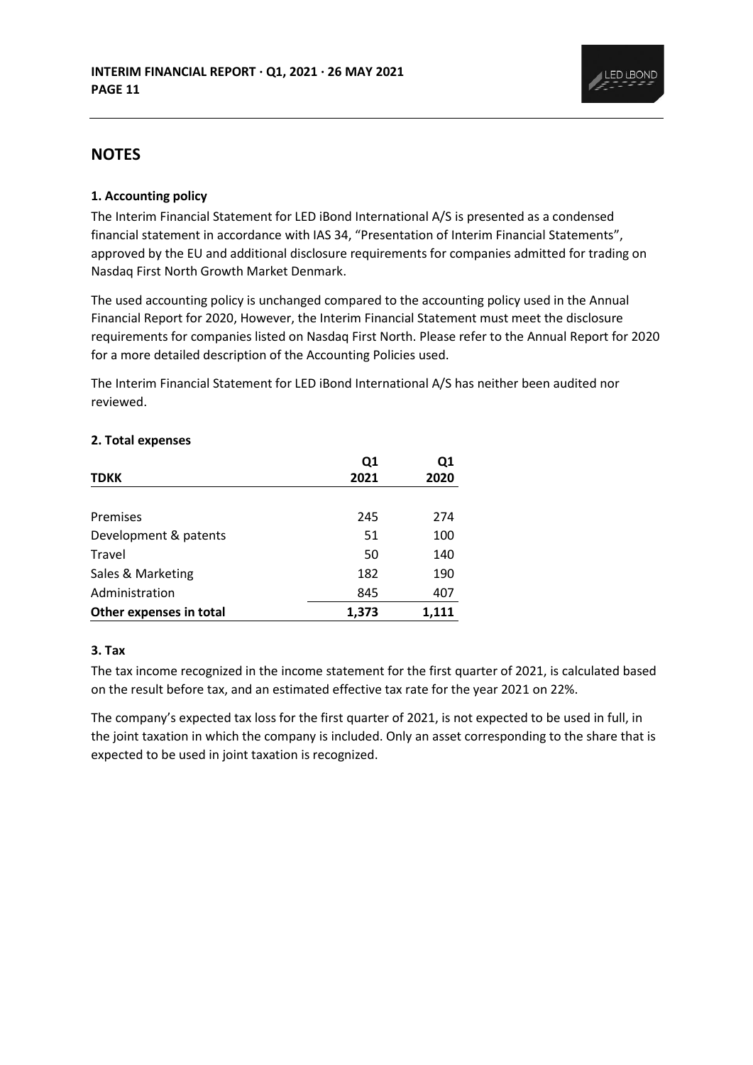# NOTES

## 1. Accounting policy

The Interim Financial Statement for LED iBond International A/S is presented as a condensed financial statement in accordance with IAS 34, "Presentation of Interim Financial Statements", approved by the EU and additional disclosure requirements for companies admitted for trading on Nasdaq First North Growth Market Denmark.

The used accounting policy is unchanged compared to the accounting policy used in the Annual Financial Report for 2020, However, the Interim Financial Statement must meet the disclosure requirements for companies listed on Nasdaq First North. Please refer to the Annual Report for 2020 for a more detailed description of the Accounting Policies used.

The Interim Financial Statement for LED iBond International A/S has neither been audited nor reviewed.

## 2. Total expenses

| TDKK | Q1 2021 | Q1 2020 |
|---|---:|---:|
| Premises | 245 | 274 |
| Development & patents | 51 | 100 |
| Travel | 50 | 140 |
| Sales & Marketing | 182 | 190 |
| Administration | 845 | 407 |
| **Other expenses in total** | **1,373** | **1,111** |

## 3. Tax

The tax income recognized in the income statement for the first quarter of 2021, is calculated based on the result before tax, and an estimated effective tax rate for the year 2021 on 22%.

The company's expected tax loss for the first quarter of 2021, is not expected to be used in full, in the joint taxation in which the company is included. Only an asset corresponding to the share that is expected to be used in joint taxation is recognized.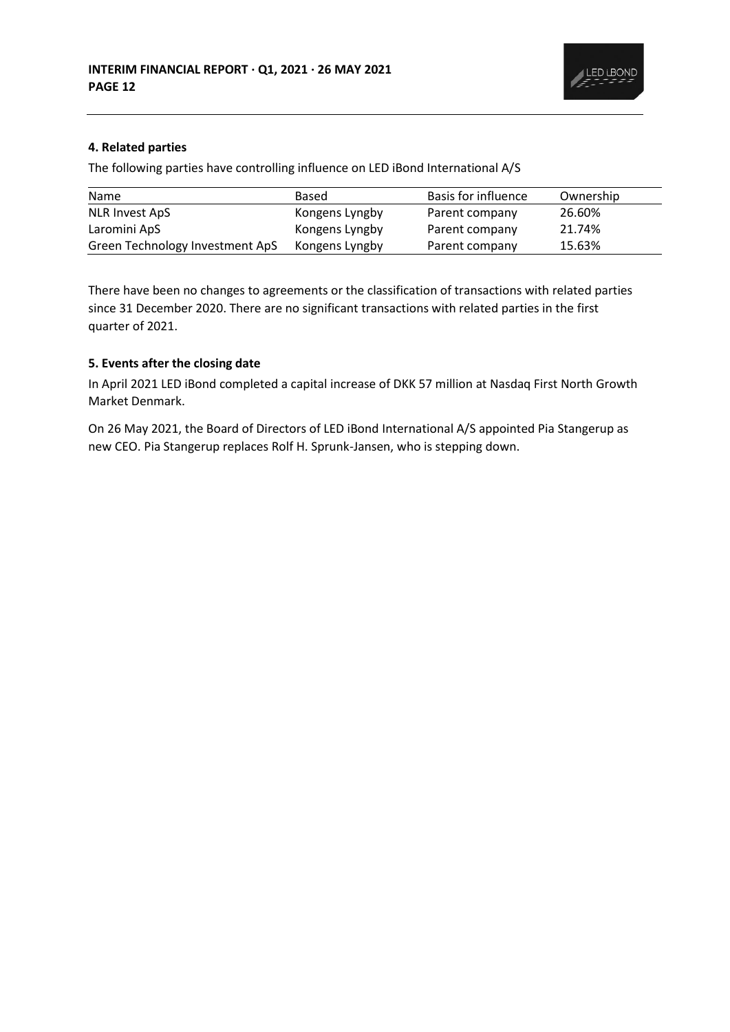### 4. Related parties

The following parties have controlling influence on LED iBond International A/S

| Name | Based | Basis for influence | Ownership |
|---|---|---|---|
| NLR Invest ApS | Kongens Lyngby | Parent company | 26.60% |
| Laromini ApS | Kongens Lyngby | Parent company | 21.74% |
| Green Technology Investment ApS | Kongens Lyngby | Parent company | 15.63% |

There have been no changes to agreements or the classification of transactions with related parties since 31 December 2020. There are no significant transactions with related parties in the first quarter of 2021.

### 5. Events after the closing date

In April 2021 LED iBond completed a capital increase of DKK 57 million at Nasdaq First North Growth Market Denmark.

On 26 May 2021, the Board of Directors of LED iBond International A/S appointed Pia Stangerup as new CEO. Pia Stangerup replaces Rolf H. Sprunk-Jansen, who is stepping down.